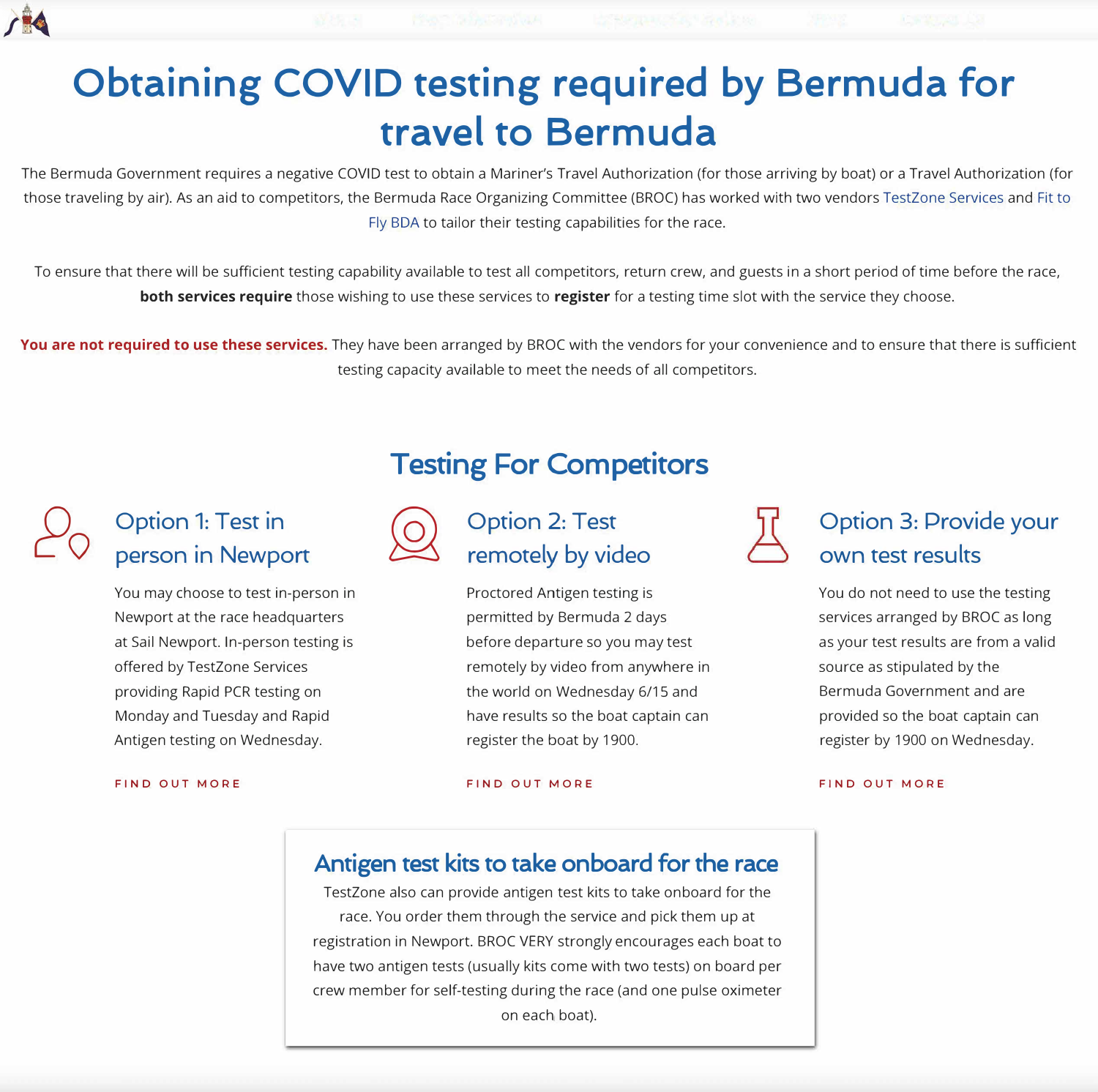# Obtaining COVID testing required by Bermuda for travel to Bermuda

The Bermuda Government requires a negative COVID test to obtain a Mariner's Travel Authorization (for those arriving by boat) or a Travel Authorization (for those traveling by air). As an aid to competitors, the Bermuda Race Organizing Committee (BROC) has worked with two vendors TestZone Services and Fit to Fly BDA to tailor their testing capabilities for the race.

To ensure that there will be sufficient testing capability available to test all competitors, return crew, and guests in a short period of time before the race, **both services require** those wishing to use these services to **register** for a testing time slot with the service they choose.

**You are not required to use these services.** They have been arranged by BROC with the vendors for your convenience and to ensure that there is sufficient testing capacity available to meet the needs of all competitors.

## Testing For Competitors

### Option 1: Test in person in Newport

You may choose to test in-person in Newport at the race headquarters at Sail Newport. In-person testing is offered by TestZone Services providing Rapid PCR testing on Monday and Tuesday and Rapid Antigen testing on Wednesday.

FIND OUT MORE

### Option 2: Test remotely by video

Proctored Antigen testing is permitted by Bermuda 2 days before departure so you may test remotely by video from anywhere in the world on Wednesday 6/15 and have results so the boat captain can register the boat by 1900.

FIND OUT MORE

### Option 3: Provide your own test results

You do not need to use the testing services arranged by BROC as long as your test results are from a valid source as stipulated by the Bermuda Government and are provided so the boat captain can register by 1900 on Wednesday.

FIND OUT MORE

### Antigen test kits to take onboard for the race

TestZone also can provide antigen test kits to take onboard for the race. You order them through the service and pick them up at registration in Newport. BROC VERY strongly encourages each boat to have two antigen tests (usually kits come with two tests) on board per crew member for self-testing during the race (and one pulse oximeter on each boat).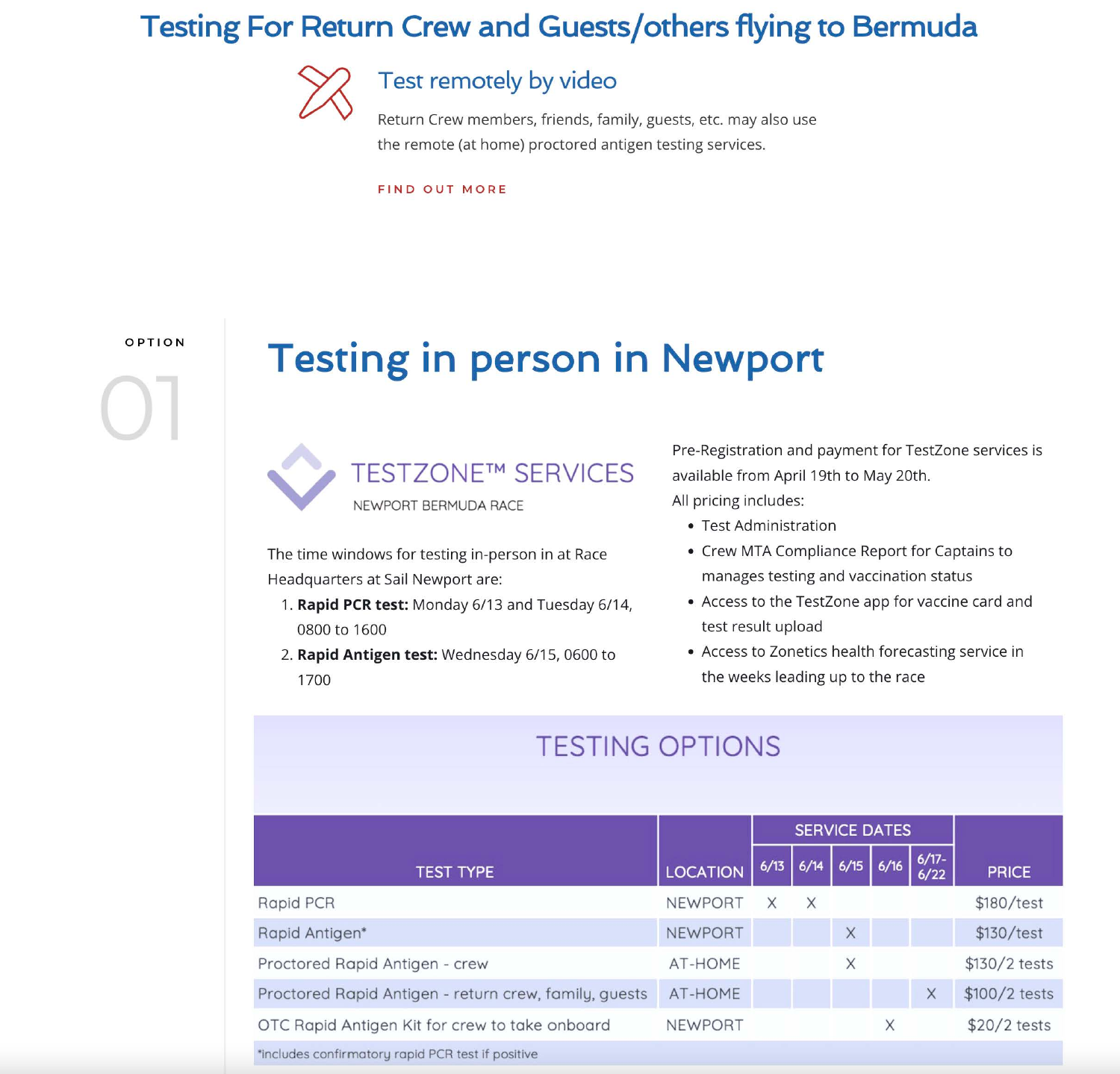# Testing For Return Crew and Guests/others flying to Bermuda

## Test remotely by video

Return Crew members, friends, family, guests, etc. may also use the remote (at home) proctored antigen testing services.

FIND OUT MORE

OPTION

01

# Testing in person in Newport

TESTZONE™ SERVICES

NEWPORT BERMUDA RACE

The time windows for testing in-person in at Race Headquarters at Sail Newport are:

1. **Rapid PCR test:** Monday 6/13 and Tuesday 6/14, 0800 to 1600
2. **Rapid Antigen test:** Wednesday 6/15, 0600 to 1700

Pre-Registration and payment for TestZone services is available from April 19th to May 20th.

All pricing includes:

- Test Administration
- Crew MTA Compliance Report for Captains to manages testing and vaccination status
- Access to the TestZone app for vaccine card and test result upload
- Access to Zonetics health forecasting service in the weeks leading up to the race

## TESTING OPTIONS

| TEST TYPE | LOCATION | SERVICE DATES | | | | | PRICE |
|---|---|---|---|---|---|---|---|
| | | 6/13 | 6/14 | 6/15 | 6/16 | 6/17-6/22 | |
| Rapid PCR | NEWPORT | X | X | | | | $180/test |
| Rapid Antigen* | NEWPORT | | | X | | | $130/test |
| Proctored Rapid Antigen - crew | AT-HOME | | | X | | | $130/2 tests |
| Proctored Rapid Antigen - return crew, family, guests | AT-HOME | | | | | X | $100/2 tests |
| OTC Rapid Antigen Kit for crew to take onboard | NEWPORT | | | | X | | $20/2 tests |

*includes confirmatory rapid PCR test if positive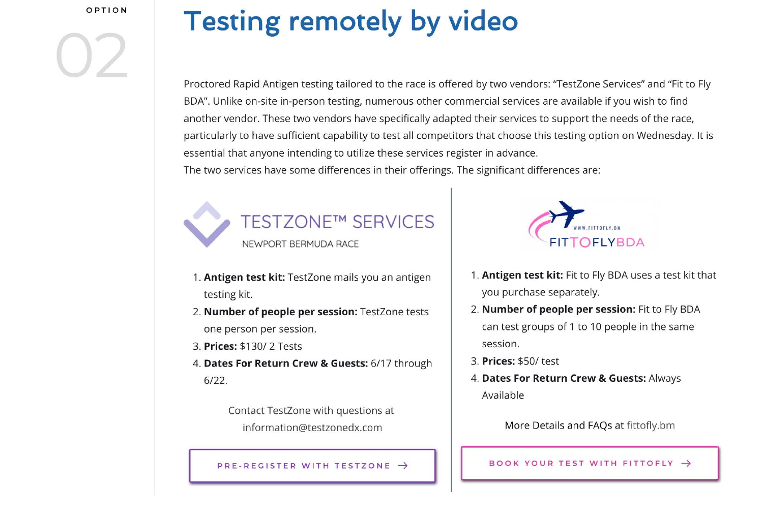OPTION

02

# Testing remotely by video

Proctored Rapid Antigen testing tailored to the race is offered by two vendors: "TestZone Services" and "Fit to Fly BDA". Unlike on-site in-person testing, numerous other commercial services are available if you wish to find another vendor. These two vendors have specifically adapted their services to support the needs of the race, particularly to have sufficient capability to test all competitors that choose this testing option on Wednesday. It is essential that anyone intending to utilize these services register in advance.
The two services have some differences in their offerings. The significant differences are:

## TESTZONE™ SERVICES

NEWPORT BERMUDA RACE

1. **Antigen test kit:** TestZone mails you an antigen testing kit.
2. **Number of people per session:** TestZone tests one person per session.
3. **Prices:** $130/ 2 Tests
4. **Dates For Return Crew & Guests:** 6/17 through 6/22.

Contact TestZone with questions at information@testzonedx.com

PRE-REGISTER WITH TESTZONE →

## FITTOFLYBDA

WWW.FITTOFLY.BM

1. **Antigen test kit:** Fit to Fly BDA uses a test kit that you purchase separately.
2. **Number of people per session:** Fit to Fly BDA can test groups of 1 to 10 people in the same session.
3. **Prices:** $50/ test
4. **Dates For Return Crew & Guests:** Always Available

More Details and FAQs at fittofly.bm

BOOK YOUR TEST WITH FITTOFLY →